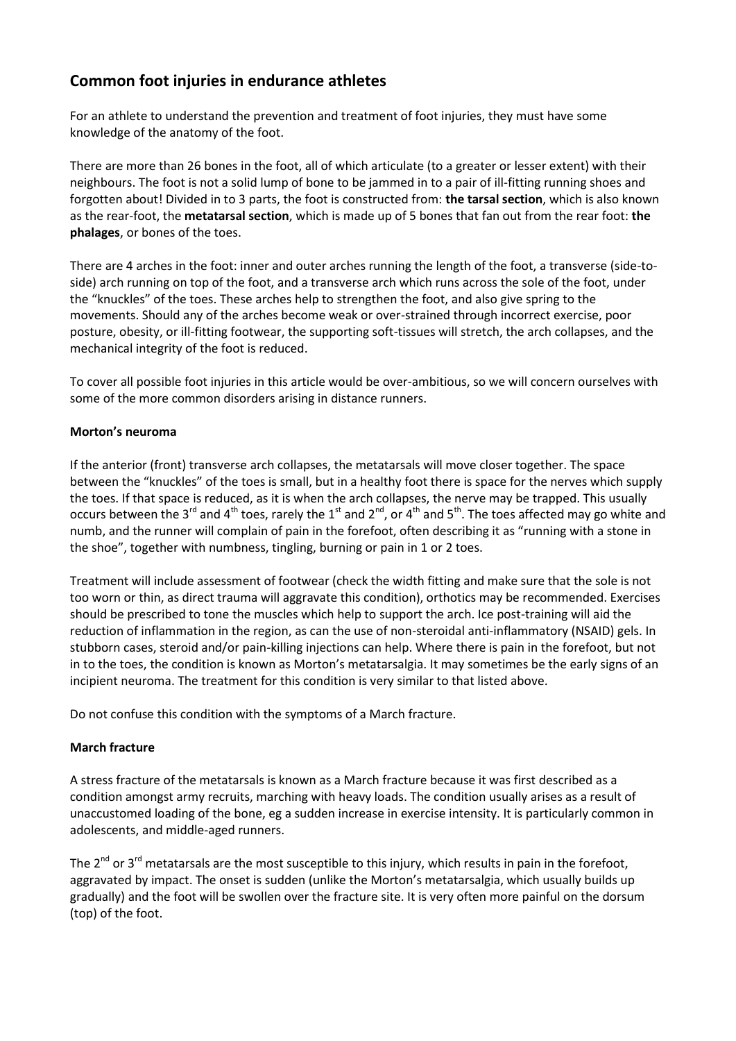## Common foot injuries in endurance athletes

For an athlete to understand the prevention and treatment of foot injuries, they must have some knowledge of the anatomy of the foot.

There are more than 26 bones in the foot, all of which articulate (to a greater or lesser extent) with their neighbours. The foot is not a solid lump of bone to be jammed in to a pair of ill-fitting running shoes and forgotten about! Divided in to 3 parts, the foot is constructed from: **the tarsal section**, which is also known as the rear-foot, the **metatarsal section**, which is made up of 5 bones that fan out from the rear foot: **the phalages**, or bones of the toes.

There are 4 arches in the foot: inner and outer arches running the length of the foot, a transverse (side-to-side) arch running on top of the foot, and a transverse arch which runs across the sole of the foot, under the "knuckles" of the toes. These arches help to strengthen the foot, and also give spring to the movements. Should any of the arches become weak or over-strained through incorrect exercise, poor posture, obesity, or ill-fitting footwear, the supporting soft-tissues will stretch, the arch collapses, and the mechanical integrity of the foot is reduced.

To cover all possible foot injuries in this article would be over-ambitious, so we will concern ourselves with some of the more common disorders arising in distance runners.

**Morton's neuroma**

If the anterior (front) transverse arch collapses, the metatarsals will move closer together. The space between the "knuckles" of the toes is small, but in a healthy foot there is space for the nerves which supply the toes. If that space is reduced, as it is when the arch collapses, the nerve may be trapped. This usually occurs between the 3rd and 4th toes, rarely the 1st and 2nd, or 4th and 5th. The toes affected may go white and numb, and the runner will complain of pain in the forefoot, often describing it as "running with a stone in the shoe", together with numbness, tingling, burning or pain in 1 or 2 toes.

Treatment will include assessment of footwear (check the width fitting and make sure that the sole is not too worn or thin, as direct trauma will aggravate this condition), orthotics may be recommended. Exercises should be prescribed to tone the muscles which help to support the arch. Ice post-training will aid the reduction of inflammation in the region, as can the use of non-steroidal anti-inflammatory (NSAID) gels. In stubborn cases, steroid and/or pain-killing injections can help. Where there is pain in the forefoot, but not in to the toes, the condition is known as Morton's metatarsalgia. It may sometimes be the early signs of an incipient neuroma. The treatment for this condition is very similar to that listed above.

Do not confuse this condition with the symptoms of a March fracture.

**March fracture**

A stress fracture of the metatarsals is known as a March fracture because it was first described as a condition amongst army recruits, marching with heavy loads. The condition usually arises as a result of unaccustomed loading of the bone, eg a sudden increase in exercise intensity. It is particularly common in adolescents, and middle-aged runners.

The 2nd or 3rd metatarsals are the most susceptible to this injury, which results in pain in the forefoot, aggravated by impact. The onset is sudden (unlike the Morton's metatarsalgia, which usually builds up gradually) and the foot will be swollen over the fracture site. It is very often more painful on the dorsum (top) of the foot.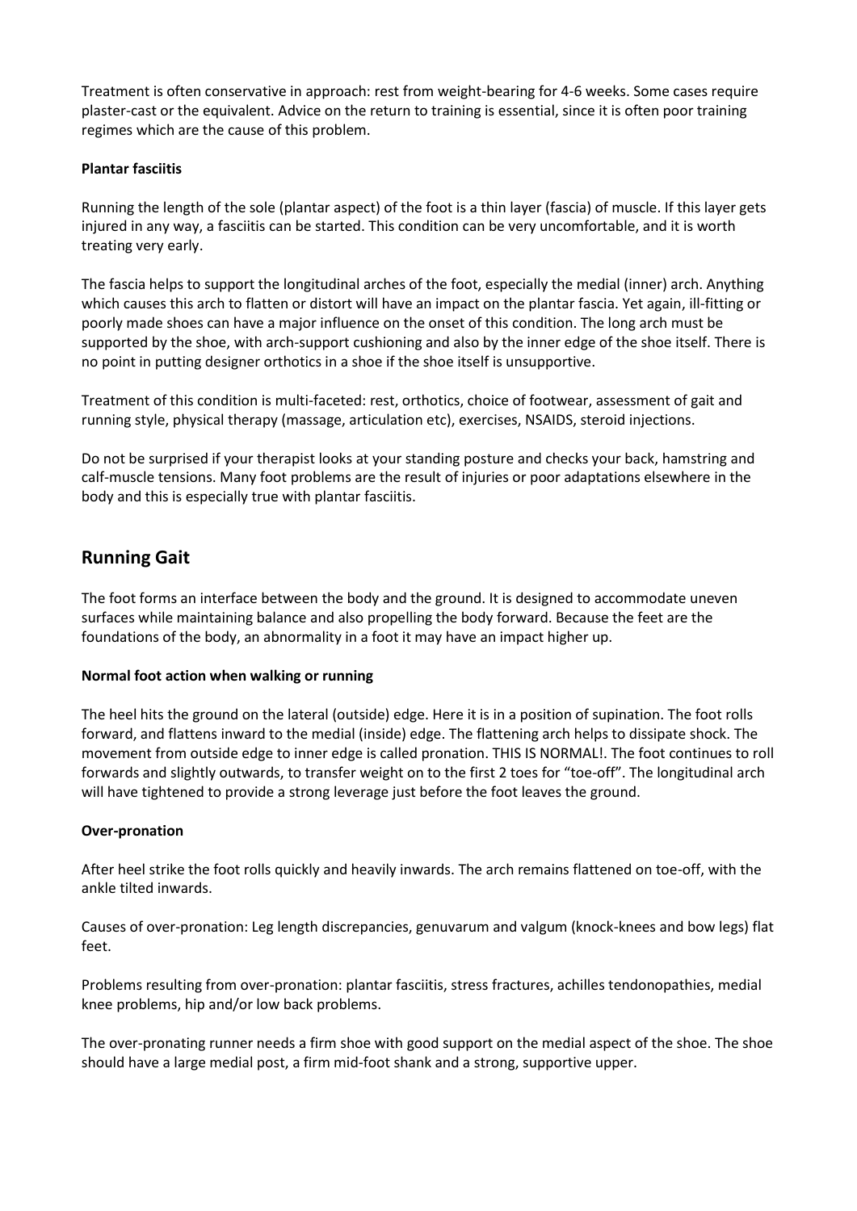Treatment is often conservative in approach: rest from weight-bearing for 4-6 weeks. Some cases require plaster-cast or the equivalent. Advice on the return to training is essential, since it is often poor training regimes which are the cause of this problem.

**Plantar fasciitis**

Running the length of the sole (plantar aspect) of the foot is a thin layer (fascia) of muscle. If this layer gets injured in any way, a fasciitis can be started. This condition can be very uncomfortable, and it is worth treating very early.

The fascia helps to support the longitudinal arches of the foot, especially the medial (inner) arch. Anything which causes this arch to flatten or distort will have an impact on the plantar fascia. Yet again, ill-fitting or poorly made shoes can have a major influence on the onset of this condition. The long arch must be supported by the shoe, with arch-support cushioning and also by the inner edge of the shoe itself. There is no point in putting designer orthotics in a shoe if the shoe itself is unsupportive.

Treatment of this condition is multi-faceted: rest, orthotics, choice of footwear, assessment of gait and running style, physical therapy (massage, articulation etc), exercises, NSAIDS, steroid injections.

Do not be surprised if your therapist looks at your standing posture and checks your back, hamstring and calf-muscle tensions. Many foot problems are the result of injuries or poor adaptations elsewhere in the body and this is especially true with plantar fasciitis.

## Running Gait

The foot forms an interface between the body and the ground. It is designed to accommodate uneven surfaces while maintaining balance and also propelling the body forward. Because the feet are the foundations of the body, an abnormality in a foot it may have an impact higher up.

**Normal foot action when walking or running**

The heel hits the ground on the lateral (outside) edge. Here it is in a position of supination. The foot rolls forward, and flattens inward to the medial (inside) edge. The flattening arch helps to dissipate shock. The movement from outside edge to inner edge is called pronation. THIS IS NORMAL!. The foot continues to roll forwards and slightly outwards, to transfer weight on to the first 2 toes for "toe-off". The longitudinal arch will have tightened to provide a strong leverage just before the foot leaves the ground.

**Over-pronation**

After heel strike the foot rolls quickly and heavily inwards. The arch remains flattened on toe-off, with the ankle tilted inwards.

Causes of over-pronation: Leg length discrepancies, genuvarum and valgum (knock-knees and bow legs) flat feet.

Problems resulting from over-pronation: plantar fasciitis, stress fractures, achilles tendonopathies, medial knee problems, hip and/or low back problems.

The over-pronating runner needs a firm shoe with good support on the medial aspect of the shoe. The shoe should have a large medial post, a firm mid-foot shank and a strong, supportive upper.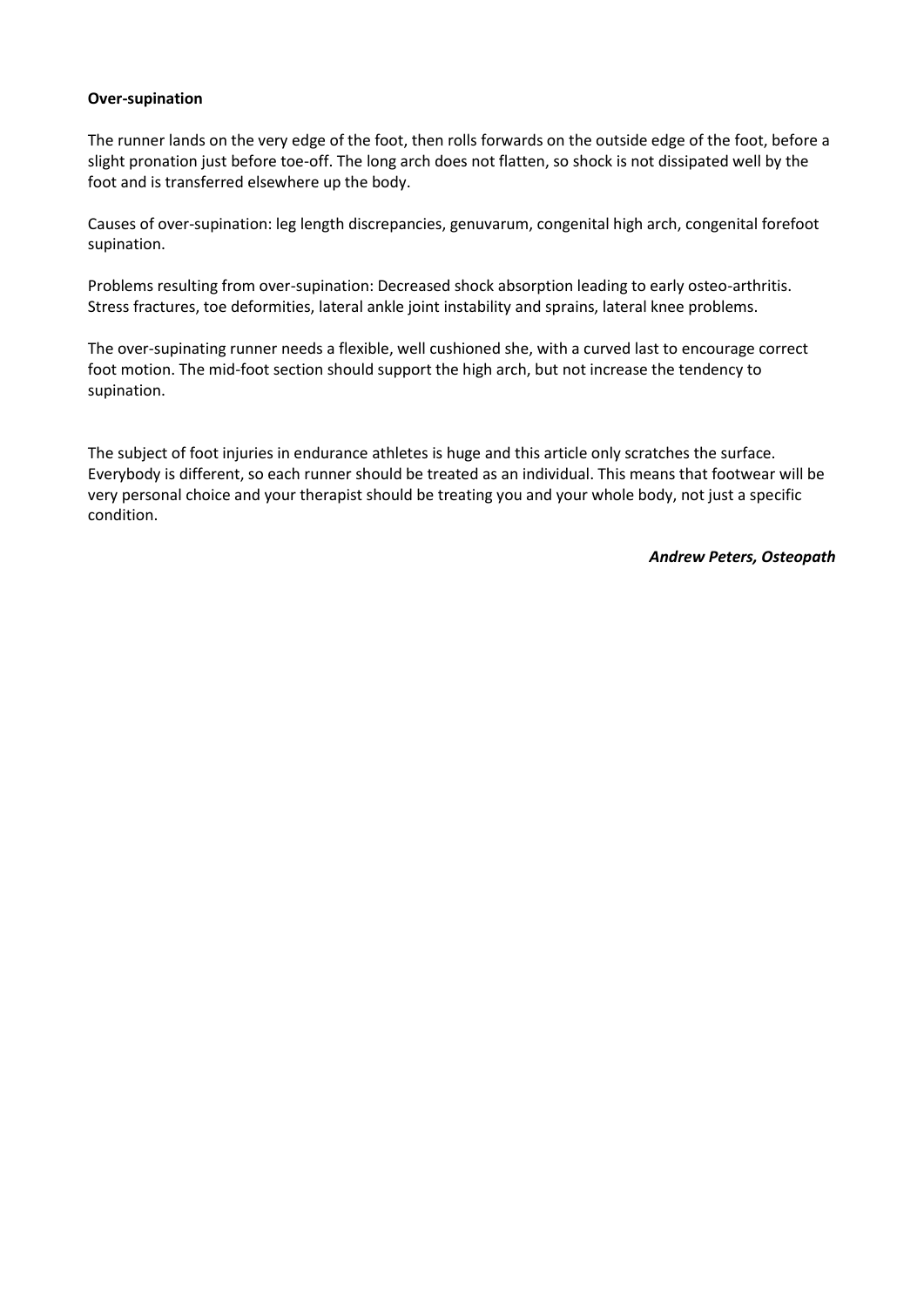**Over-supination**

The runner lands on the very edge of the foot, then rolls forwards on the outside edge of the foot, before a slight pronation just before toe-off. The long arch does not flatten, so shock is not dissipated well by the foot and is transferred elsewhere up the body.

Causes of over-supination: leg length discrepancies, genuvarum, congenital high arch, congenital forefoot supination.

Problems resulting from over-supination: Decreased shock absorption leading to early osteo-arthritis. Stress fractures, toe deformities, lateral ankle joint instability and sprains, lateral knee problems.

The over-supinating runner needs a flexible, well cushioned she, with a curved last to encourage correct foot motion. The mid-foot section should support the high arch, but not increase the tendency to supination.

The subject of foot injuries in endurance athletes is huge and this article only scratches the surface. Everybody is different, so each runner should be treated as an individual. This means that footwear will be very personal choice and your therapist should be treating you and your whole body, not just a specific condition.

***Andrew Peters, Osteopath***